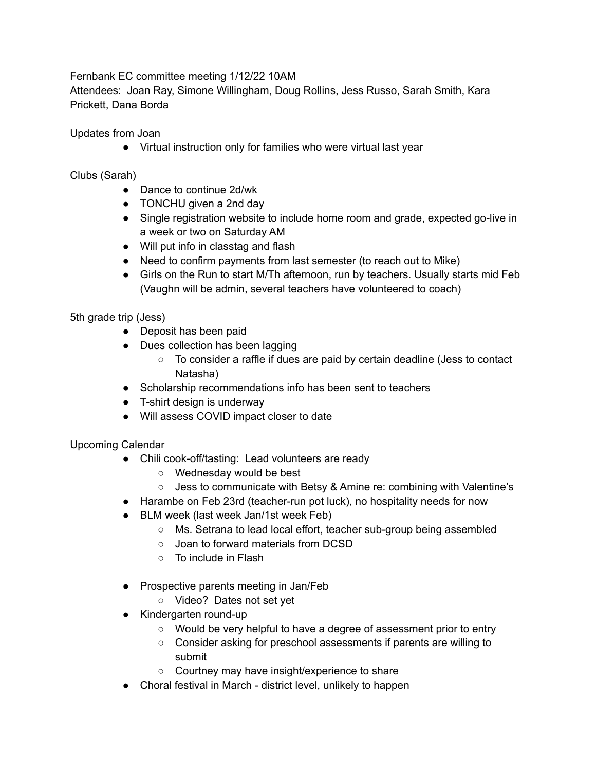Fernbank EC committee meeting 1/12/22 10AM

Attendees: Joan Ray, Simone Willingham, Doug Rollins, Jess Russo, Sarah Smith, Kara Prickett, Dana Borda

Updates from Joan

- Virtual instruction only for families who were virtual last year

Clubs (Sarah)

- Dance to continue 2d/wk
- TONCHU given a 2nd day
- Single registration website to include home room and grade, expected go-live in a week or two on Saturday AM
- Will put info in classtag and flash
- Need to confirm payments from last semester (to reach out to Mike)
- Girls on the Run to start M/Th afternoon, run by teachers. Usually starts mid Feb (Vaughn will be admin, several teachers have volunteered to coach)

5th grade trip (Jess)

- Deposit has been paid
- Dues collection has been lagging
    - To consider a raffle if dues are paid by certain deadline (Jess to contact Natasha)
- Scholarship recommendations info has been sent to teachers
- T-shirt design is underway
- Will assess COVID impact closer to date

Upcoming Calendar

- Chili cook-off/tasting: Lead volunteers are ready
    - Wednesday would be best
    - Jess to communicate with Betsy & Amine re: combining with Valentine's
- Harambe on Feb 23rd (teacher-run pot luck), no hospitality needs for now
- BLM week (last week Jan/1st week Feb)
    - Ms. Setrana to lead local effort, teacher sub-group being assembled
    - Joan to forward materials from DCSD
    - To include in Flash

- Prospective parents meeting in Jan/Feb
    - Video? Dates not set yet
- Kindergarten round-up
    - Would be very helpful to have a degree of assessment prior to entry
    - Consider asking for preschool assessments if parents are willing to submit
    - Courtney may have insight/experience to share
- Choral festival in March - district level, unlikely to happen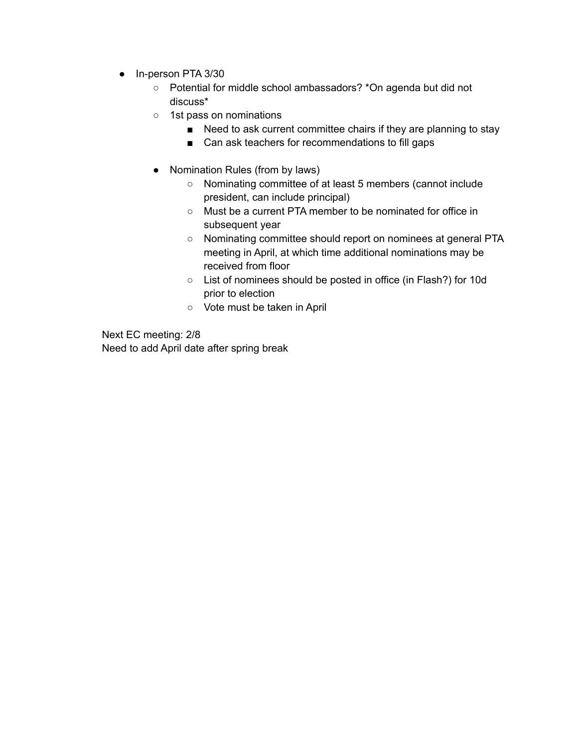- In-person PTA 3/30
    - Potential for middle school ambassadors? *On agenda but did not discuss*
    - 1st pass on nominations
        - Need to ask current committee chairs if they are planning to stay
        - Can ask teachers for recommendations to fill gaps

    - Nomination Rules (from by laws)
        - Nominating committee of at least 5 members (cannot include president, can include principal)
        - Must be a current PTA member to be nominated for office in subsequent year
        - Nominating committee should report on nominees at general PTA meeting in April, at which time additional nominations may be received from floor
        - List of nominees should be posted in office (in Flash?) for 10d prior to election
        - Vote must be taken in April

Next EC meeting: 2/8
Need to add April date after spring break